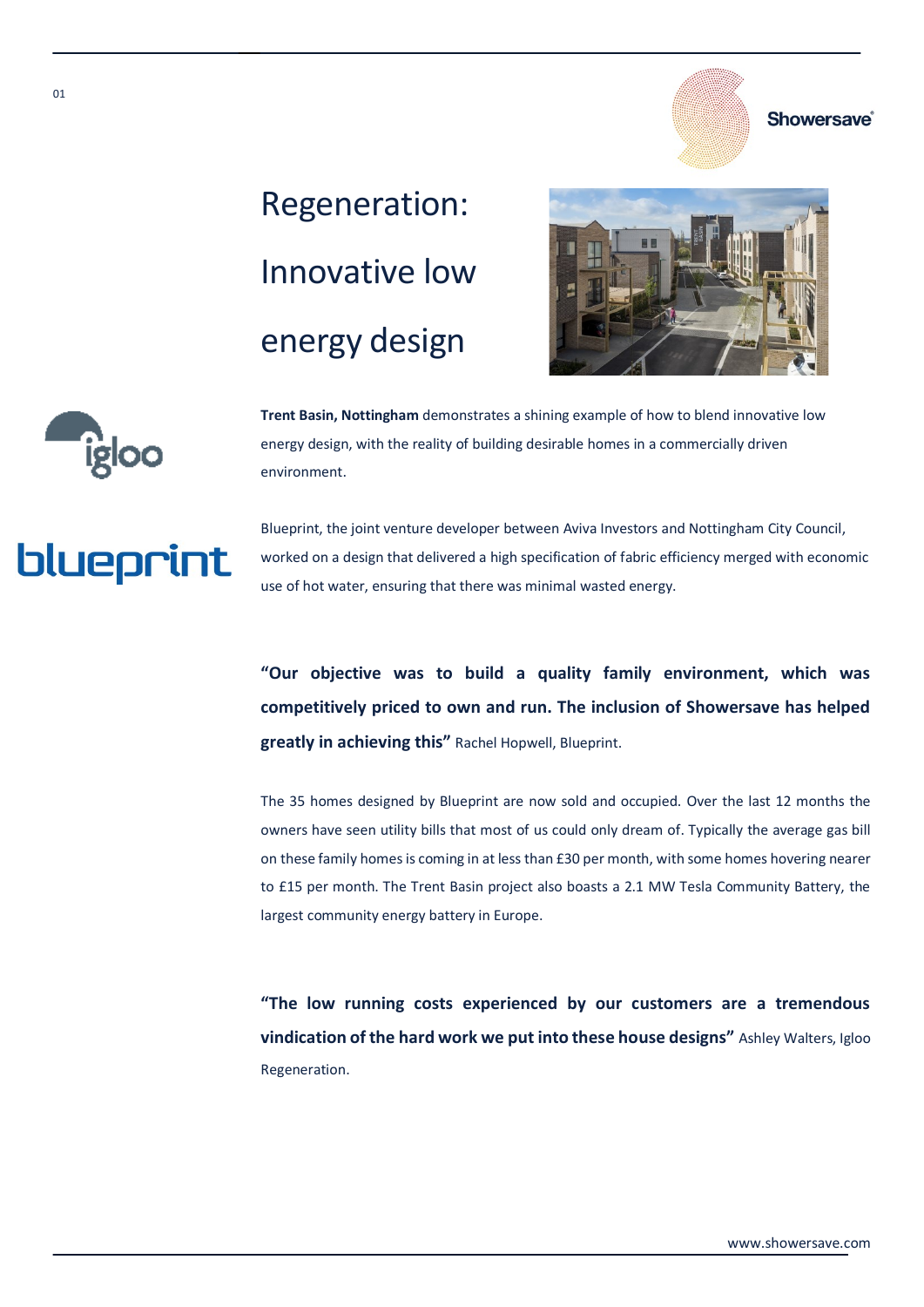# Regeneration: Innovative low energy design

**Trent Basin, Nottingham** demonstrates a shining example of how to blend innovative low energy design, with the reality of building desirable homes in a commercially driven environment.

Blueprint, the joint venture developer between Aviva Investors and Nottingham City Council, worked on a design that delivered a high specification of fabric efficiency merged with economic use of hot water, ensuring that there was minimal wasted energy.

**"Our objective was to build a quality family environment, which was competitively priced to own and run. The inclusion of Showersave has helped greatly in achieving this"** Rachel Hopwell, Blueprint.

The 35 homes designed by Blueprint are now sold and occupied. Over the last 12 months the owners have seen utility bills that most of us could only dream of. Typically the average gas bill on these family homes is coming in at less than £30 per month, with some homes hovering nearer to £15 per month. The Trent Basin project also boasts a 2.1 MW Tesla Community Battery, the largest community energy battery in Europe.

**"The low running costs experienced by our customers are a tremendous vindication of the hard work we put into these house designs"** Ashley Walters, Igloo Regeneration.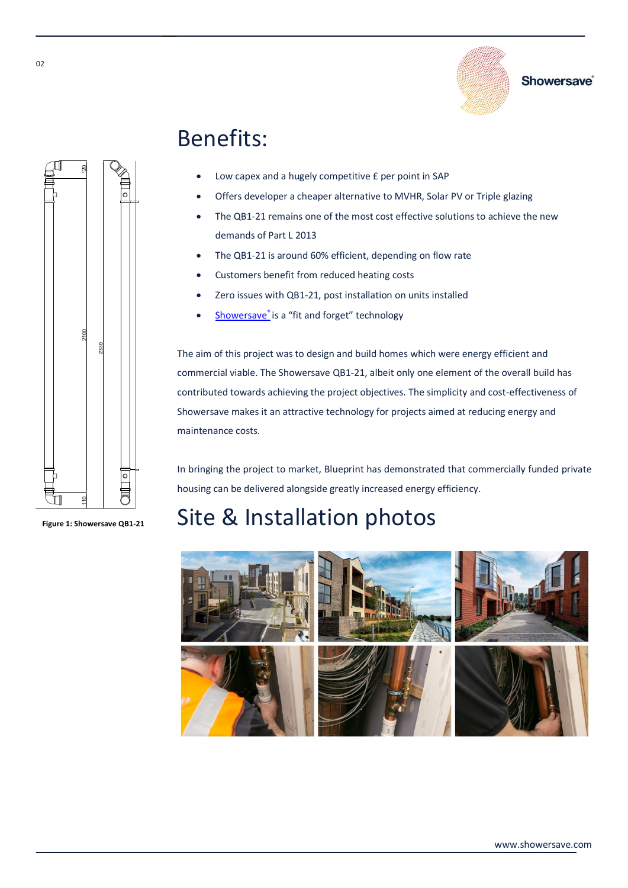# Benefits:

- Low capex and a hugely competitive £ per point in SAP
- Offers developer a cheaper alternative to MVHR, Solar PV or Triple glazing
- The QB1-21 remains one of the most cost effective solutions to achieve the new demands of Part L 2013
- The QB1-21 is around 60% efficient, depending on flow rate
- Customers benefit from reduced heating costs
- Zero issues with QB1-21, post installation on units installed
- Showersave® is a "fit and forget" technology

The aim of this project was to design and build homes which were energy efficient and commercial viable. The Showersave QB1-21, albeit only one element of the overall build has contributed towards achieving the project objectives. The simplicity and cost-effectiveness of Showersave makes it an attractive technology for projects aimed at reducing energy and maintenance costs.

In bringing the project to market, Blueprint has demonstrated that commercially funded private housing can be delivered alongside greatly increased energy efficiency.

120

2160

2330

110

**Figure 1: Showersave QB1-21**

# Site & Installation photos

www.showersave.com